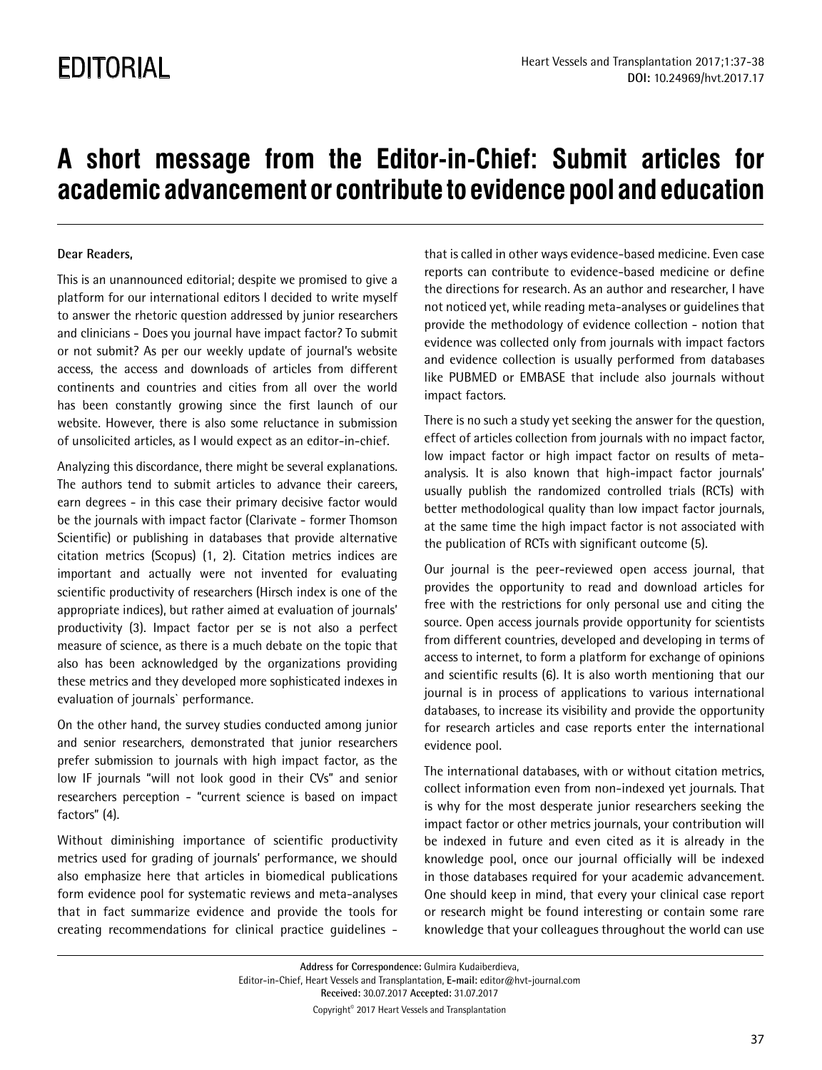EDITORIAL

# A short message from the Editor-in-Chief: Submit articles for academic advancement or contribute to evidence pool and education

**Dear Readers,**

This is an unannounced editorial; despite we promised to give a platform for our international editors I decided to write myself to answer the rhetoric question addressed by junior researchers and clinicians - Does you journal have impact factor? To submit or not submit? As per our weekly update of journal's website access, the access and downloads of articles from different continents and countries and cities from all over the world has been constantly growing since the first launch of our website. However, there is also some reluctance in submission of unsolicited articles, as I would expect as an editor-in-chief.

Analyzing this discordance, there might be several explanations. The authors tend to submit articles to advance their careers, earn degrees - in this case their primary decisive factor would be the journals with impact factor (Clarivate - former Thomson Scientific) or publishing in databases that provide alternative citation metrics (Scopus) (1, 2). Citation metrics indices are important and actually were not invented for evaluating scientific productivity of researchers (Hirsch index is one of the appropriate indices), but rather aimed at evaluation of journals' productivity (3). Impact factor per se is not also a perfect measure of science, as there is a much debate on the topic that also has been acknowledged by the organizations providing these metrics and they developed more sophisticated indexes in evaluation of journals` performance.

On the other hand, the survey studies conducted among junior and senior researchers, demonstrated that junior researchers prefer submission to journals with high impact factor, as the low IF journals "will not look good in their CVs" and senior researchers perception - "current science is based on impact factors" (4).

Without diminishing importance of scientific productivity metrics used for grading of journals' performance, we should also emphasize here that articles in biomedical publications form evidence pool for systematic reviews and meta-analyses that in fact summarize evidence and provide the tools for creating recommendations for clinical practice guidelines - that is called in other ways evidence-based medicine. Even case reports can contribute to evidence-based medicine or define the directions for research. As an author and researcher, I have not noticed yet, while reading meta-analyses or guidelines that provide the methodology of evidence collection - notion that evidence was collected only from journals with impact factors and evidence collection is usually performed from databases like PUBMED or EMBASE that include also journals without impact factors.

There is no such a study yet seeking the answer for the question, effect of articles collection from journals with no impact factor, low impact factor or high impact factor on results of meta-analysis. It is also known that high-impact factor journals' usually publish the randomized controlled trials (RCTs) with better methodological quality than low impact factor journals, at the same time the high impact factor is not associated with the publication of RCTs with significant outcome (5).

Our journal is the peer-reviewed open access journal, that provides the opportunity to read and download articles for free with the restrictions for only personal use and citing the source. Open access journals provide opportunity for scientists from different countries, developed and developing in terms of access to internet, to form a platform for exchange of opinions and scientific results (6). It is also worth mentioning that our journal is in process of applications to various international databases, to increase its visibility and provide the opportunity for research articles and case reports enter the international evidence pool.

The international databases, with or without citation metrics, collect information even from non-indexed yet journals. That is why for the most desperate junior researchers seeking the impact factor or other metrics journals, your contribution will be indexed in future and even cited as it is already in the knowledge pool, once our journal officially will be indexed in those databases required for your academic advancement. One should keep in mind, that every your clinical case report or research might be found interesting or contain some rare knowledge that your colleagues throughout the world can use

**Address for Correspondence:** Gulmira Kudaiberdieva, Editor-in-Chief, Heart Vessels and Transplantation, **E-mail:** editor@hvt-journal.com
**Received:** 30.07.2017 **Accepted:** 31.07.2017

Copyright© 2017 Heart Vessels and Transplantation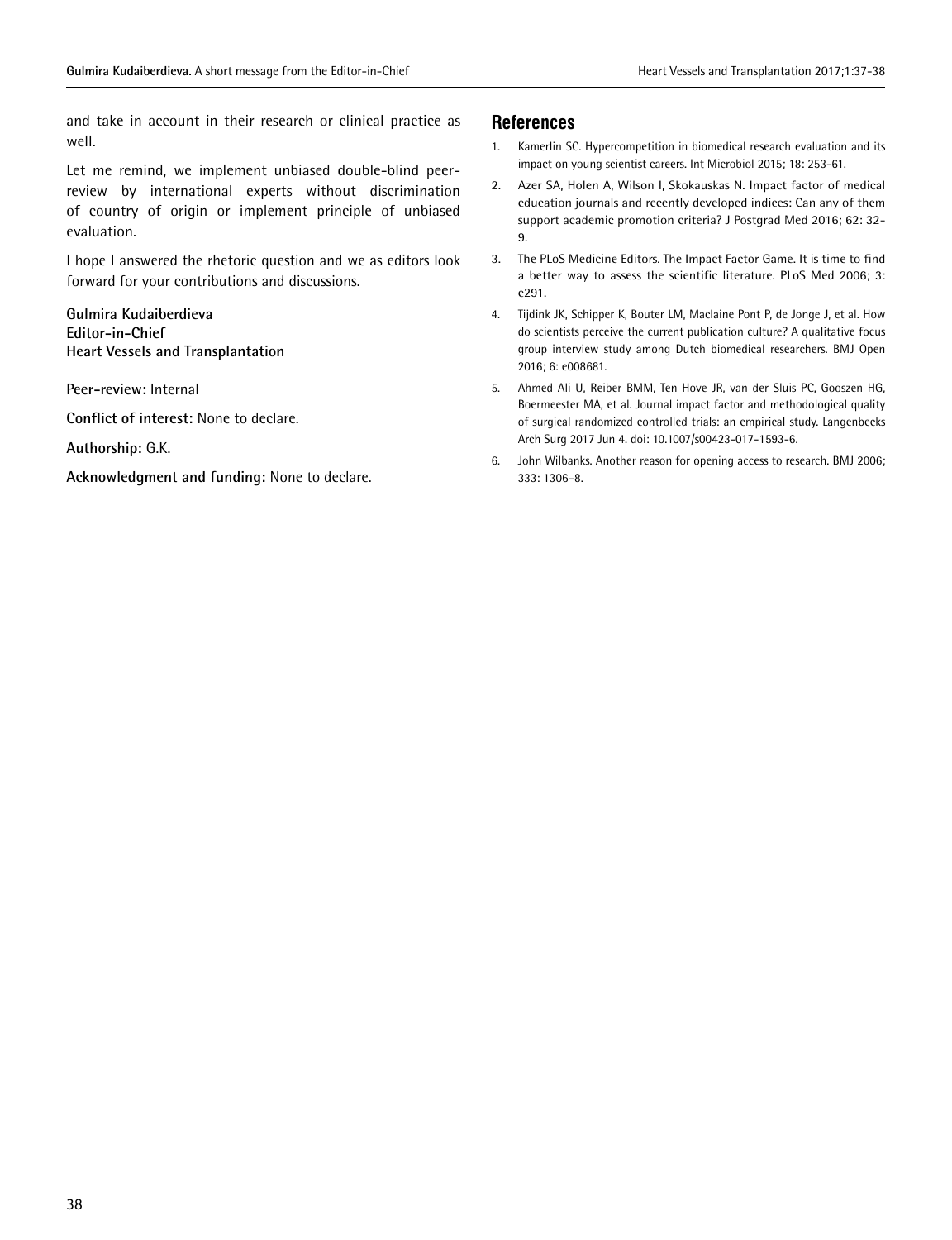and take in account in their research or clinical practice as well.

Let me remind, we implement unbiased double-blind peer-review by international experts without discrimination of country of origin or implement principle of unbiased evaluation.

I hope I answered the rhetoric question and we as editors look forward for your contributions and discussions.

**Gulmira Kudaiberdieva**
**Editor-in-Chief**
**Heart Vessels and Transplantation**

**Peer-review:** Internal

**Conflict of interest:** None to declare.

**Authorship:** G.K.

**Acknowledgment and funding:** None to declare.

## References

1. Kamerlin SC. Hypercompetition in biomedical research evaluation and its impact on young scientist careers. Int Microbiol 2015; 18: 253-61.
2. Azer SA, Holen A, Wilson I, Skokauskas N. Impact factor of medical education journals and recently developed indices: Can any of them support academic promotion criteria? J Postgrad Med 2016; 62: 32-9.
3. The PLoS Medicine Editors. The Impact Factor Game. It is time to find a better way to assess the scientific literature. PLoS Med 2006; 3: e291.
4. Tijdink JK, Schipper K, Bouter LM, Maclaine Pont P, de Jonge J, et al. How do scientists perceive the current publication culture? A qualitative focus group interview study among Dutch biomedical researchers. BMJ Open 2016; 6: e008681.
5. Ahmed Ali U, Reiber BMM, Ten Hove JR, van der Sluis PC, Gooszen HG, Boermeester MA, et al. Journal impact factor and methodological quality of surgical randomized controlled trials: an empirical study. Langenbecks Arch Surg 2017 Jun 4. doi: 10.1007/s00423-017-1593-6.
6. John Wilbanks. Another reason for opening access to research. BMJ 2006; 333: 1306–8.